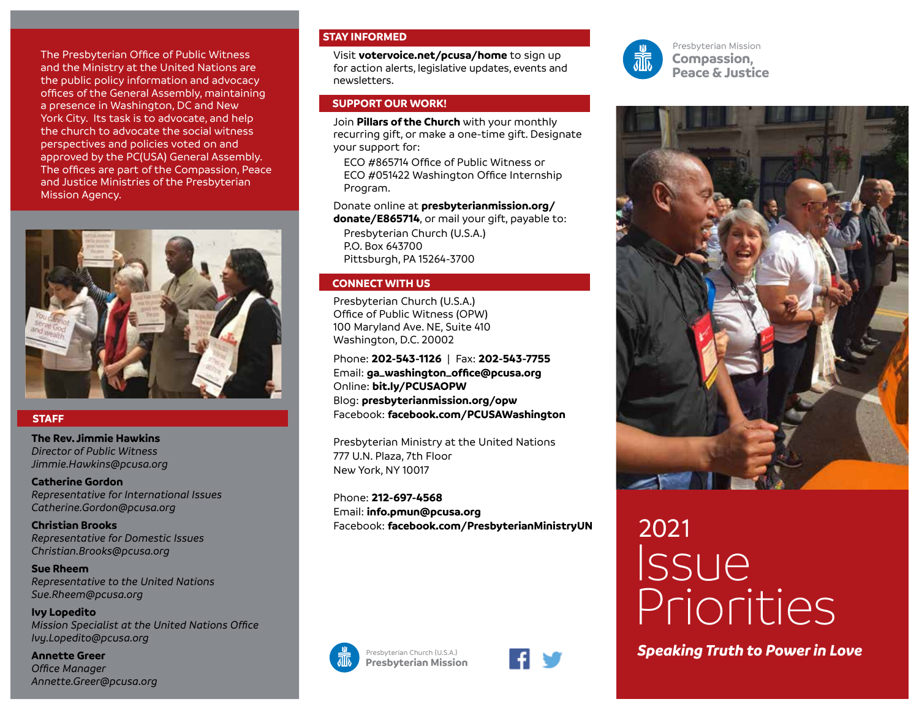The Presbyterian Office of Public Witness and the Ministry at the United Nations are the public policy information and advocacy offices of the General Assembly, maintaining a presence in Washington, DC and New York City. Its task is to advocate, and help the church to advocate the social witness perspectives and policies voted on and approved by the PC(USA) General Assembly. The offices are part of the Compassion, Peace and Justice Ministries of the Presbyterian Mission Agency.

## STAFF

**The Rev. Jimmie Hawkins**
*Director of Public Witness*
*Jimmie.Hawkins@pcusa.org*

**Catherine Gordon**
*Representative for International Issues*
*Catherine.Gordon@pcusa.org*

**Christian Brooks**
*Representative for Domestic Issues*
*Christian.Brooks@pcusa.org*

**Sue Rheem**
*Representative to the United Nations*
*Sue.Rheem@pcusa.org*

**Ivy Lopedito**
*Mission Specialist at the United Nations Office*
*Ivy.Lopedito@pcusa.org*

**Annette Greer**
*Office Manager*
*Annette.Greer@pcusa.org*

## STAY INFORMED

Visit **votervoice.net/pcusa/home** to sign up for action alerts, legislative updates, events and newsletters.

## SUPPORT OUR WORK!

Join **Pillars of the Church** with your monthly recurring gift, or make a one-time gift. Designate your support for:

ECO #865714 Office of Public Witness or
ECO #051422 Washington Office Internship Program.

Donate online at **presbyterianmission.org/donate/E865714**, or mail your gift, payable to:

Presbyterian Church (U.S.A.)
P.O. Box 643700
Pittsburgh, PA 15264-3700

## CONNECT WITH US

Presbyterian Church (U.S.A.)
Office of Public Witness (OPW)
100 Maryland Ave. NE, Suite 410
Washington, D.C. 20002

Phone: **202-543-1126** | Fax: **202-543-7755**
Email: **ga_washington_office@pcusa.org**
Online: **bit.ly/PCUSAOPW**
Blog: **presbyterianmission.org/opw**
Facebook: **facebook.com/PCUSAWashington**

Presbyterian Ministry at the United Nations
777 U.N. Plaza, 7th Floor
New York, NY 10017

Phone: **212-697-4568**
Email: **info.pmun@pcusa.org**
Facebook: **facebook.com/PresbyterianMinistryUN**

Presbyterian Church (U.S.A.)
**Presbyterian Mission**

Presbyterian Mission
**Compassion, Peace & Justice**

# 2021 Issue Priorities

***Speaking Truth to Power in Love***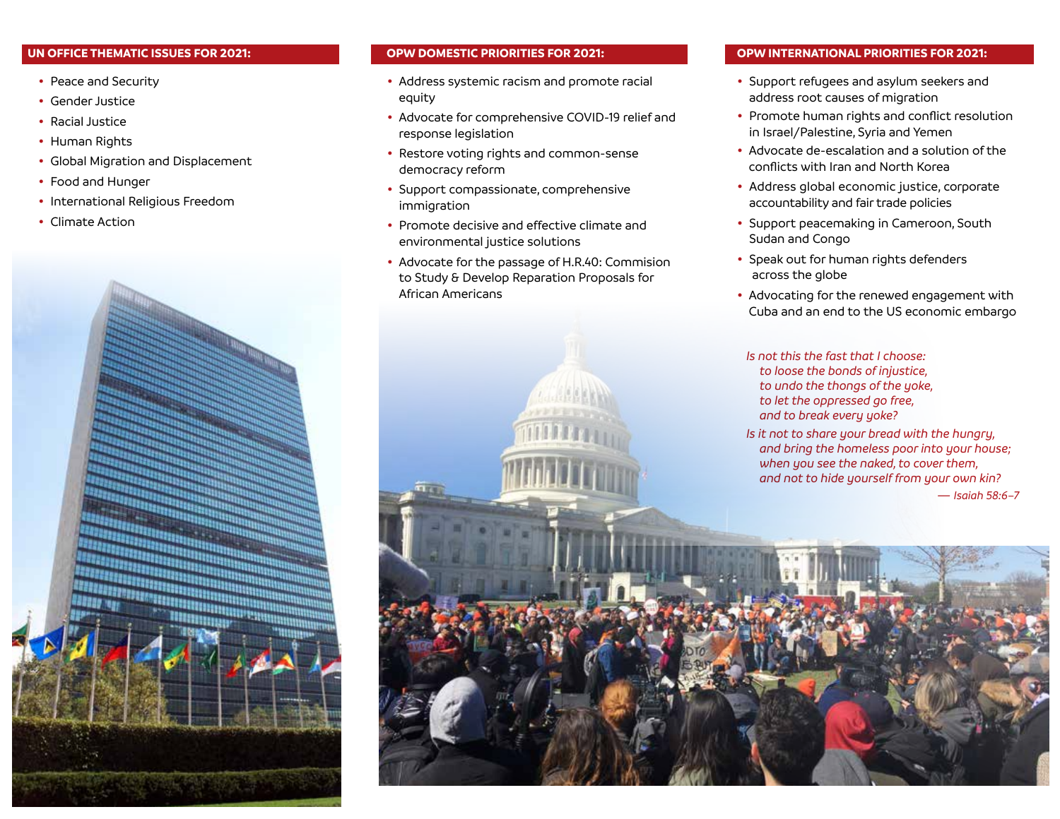## UN OFFICE THEMATIC ISSUES FOR 2021:

- Peace and Security
- Gender Justice
- Racial Justice
- Human Rights
- Global Migration and Displacement
- Food and Hunger
- International Religious Freedom
- Climate Action

## OPW DOMESTIC PRIORITIES FOR 2021:

- Address systemic racism and promote racial equity
- Advocate for comprehensive COVID-19 relief and response legislation
- Restore voting rights and common-sense democracy reform
- Support compassionate, comprehensive immigration
- Promote decisive and effective climate and environmental justice solutions
- Advocate for the passage of H.R.40: Commision to Study & Develop Reparation Proposals for African Americans

## OPW INTERNATIONAL PRIORITIES FOR 2021:

- Support refugees and asylum seekers and address root causes of migration
- Promote human rights and conflict resolution in Israel/Palestine, Syria and Yemen
- Advocate de-escalation and a solution of the conflicts with Iran and North Korea
- Address global economic justice, corporate accountability and fair trade policies
- Support peacemaking in Cameroon, South Sudan and Congo
- Speak out for human rights defenders across the globe
- Advocating for the renewed engagement with Cuba and an end to the US economic embargo

*Is not this the fast that I choose:*
*to loose the bonds of injustice,*
*to undo the thongs of the yoke,*
*to let the oppressed go free,*
*and to break every yoke?*
*Is it not to share your bread with the hungry,*
*and bring the homeless poor into your house;*
*when you see the naked, to cover them,*
*and not to hide yourself from your own kin?*

*— Isaiah 58:6–7*